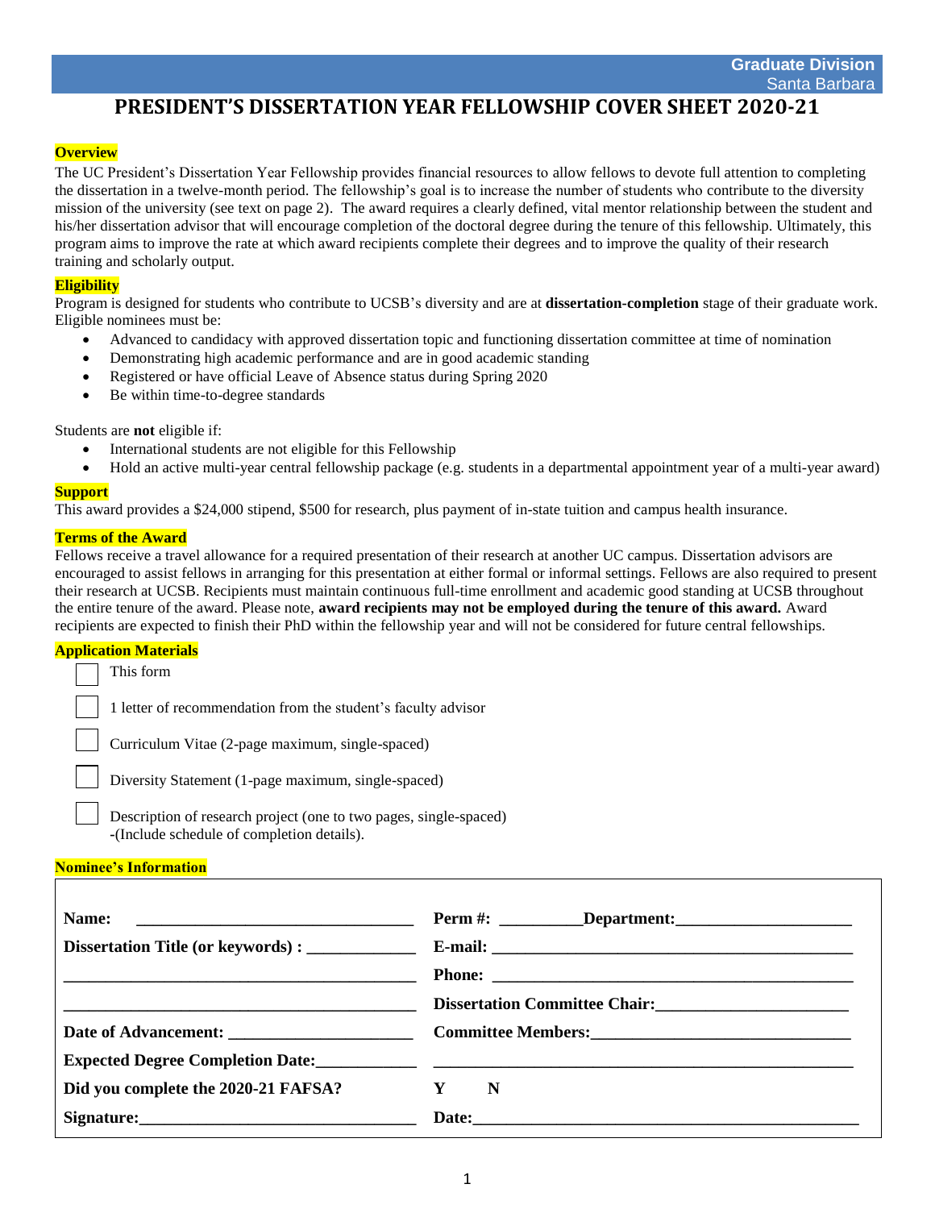Graduate Division
Santa Barbara

# PRESIDENT'S DISSERTATION YEAR FELLOWSHIP COVER SHEET 2020-21

**Overview**

The UC President's Dissertation Year Fellowship provides financial resources to allow fellows to devote full attention to completing the dissertation in a twelve-month period. The fellowship's goal is to increase the number of students who contribute to the diversity mission of the university (see text on page 2). The award requires a clearly defined, vital mentor relationship between the student and his/her dissertation advisor that will encourage completion of the doctoral degree during the tenure of this fellowship. Ultimately, this program aims to improve the rate at which award recipients complete their degrees and to improve the quality of their research training and scholarly output.

**Eligibility**

Program is designed for students who contribute to UCSB's diversity and are at **dissertation-completion** stage of their graduate work. Eligible nominees must be:

- Advanced to candidacy with approved dissertation topic and functioning dissertation committee at time of nomination
- Demonstrating high academic performance and are in good academic standing
- Registered or have official Leave of Absence status during Spring 2020
- Be within time-to-degree standards

Students are **not** eligible if:

- International students are not eligible for this Fellowship
- Hold an active multi-year central fellowship package (e.g. students in a departmental appointment year of a multi-year award)

**Support**

This award provides a $24,000 stipend, $500 for research, plus payment of in-state tuition and campus health insurance.

**Terms of the Award**

Fellows receive a travel allowance for a required presentation of their research at another UC campus. Dissertation advisors are encouraged to assist fellows in arranging for this presentation at either formal or informal settings. Fellows are also required to present their research at UCSB. Recipients must maintain continuous full-time enrollment and academic good standing at UCSB throughout the entire tenure of the award. Please note, **award recipients may not be employed during the tenure of this award.** Award recipients are expected to finish their PhD within the fellowship year and will not be considered for future central fellowships.

**Application Materials**

- ☐ This form
- ☐ 1 letter of recommendation from the student's faculty advisor
- ☐ Curriculum Vitae (2-page maximum, single-spaced)
- ☐ Diversity Statement (1-page maximum, single-spaced)
- ☐ Description of research project (one to two pages, single-spaced) -(Include schedule of completion details).

**Nominee's Information**

| | |
|---|---|
| **Name:** ______________________________ | **Perm #:** _________ **Department:** ____________________ |
| **Dissertation Title (or keywords) :** ____________ | **E-mail:** ____________________________________________ |
| ________________________________________ | **Phone:** ____________________________________________ |
| ________________________________________ | **Dissertation Committee Chair:** ______________________ |
| **Date of Advancement:** ____________________ | **Committee Members:** ______________________________ |
| **Expected Degree Completion Date:** __________ | ________________________________________________ |
| **Did you complete the 2020-21 FAFSA?** | **Y    N** |
| **Signature:** ______________________________ | **Date:** ______________________________________________ |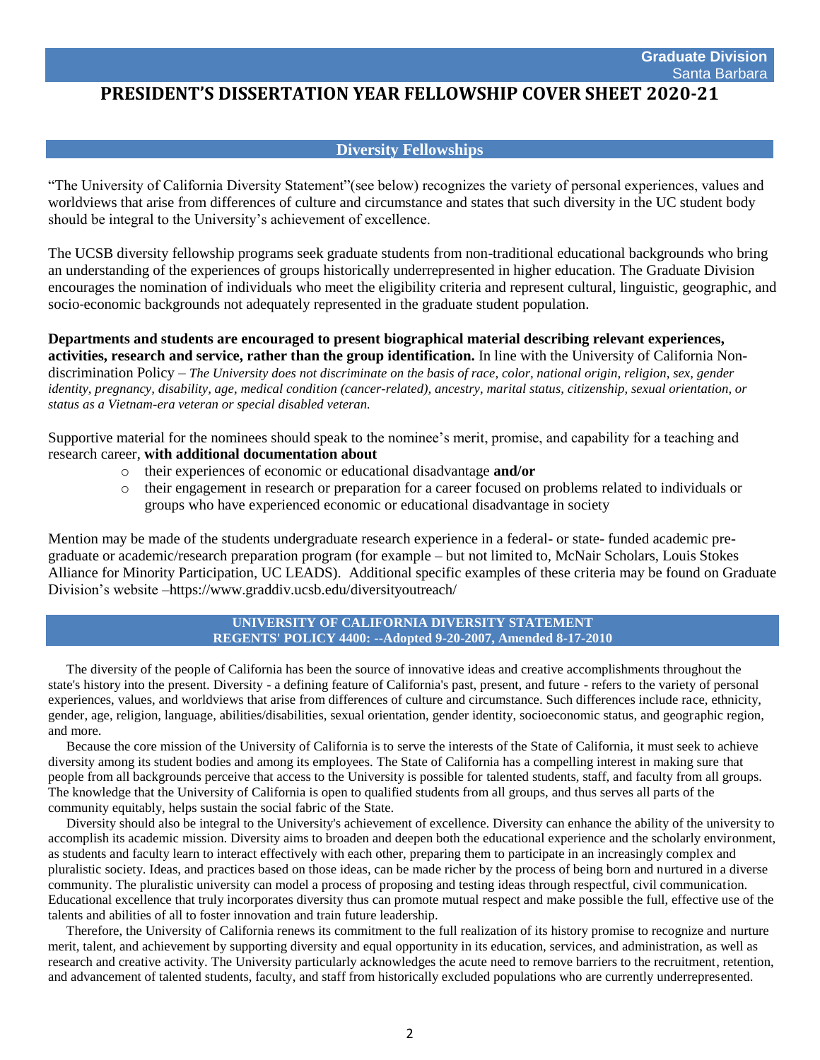Graduate Division
Santa Barbara

# PRESIDENT'S DISSERTATION YEAR FELLOWSHIP COVER SHEET 2020-21

## Diversity Fellowships

"The University of California Diversity Statement"(see below) recognizes the variety of personal experiences, values and worldviews that arise from differences of culture and circumstance and states that such diversity in the UC student body should be integral to the University's achievement of excellence.

The UCSB diversity fellowship programs seek graduate students from non-traditional educational backgrounds who bring an understanding of the experiences of groups historically underrepresented in higher education. The Graduate Division encourages the nomination of individuals who meet the eligibility criteria and represent cultural, linguistic, geographic, and socio-economic backgrounds not adequately represented in the graduate student population.

**Departments and students are encouraged to present biographical material describing relevant experiences, activities, research and service, rather than the group identification.** In line with the University of California Non-discrimination Policy – *The University does not discriminate on the basis of race, color, national origin, religion, sex, gender identity, pregnancy, disability, age, medical condition (cancer-related), ancestry, marital status, citizenship, sexual orientation, or status as a Vietnam-era veteran or special disabled veteran.*

Supportive material for the nominees should speak to the nominee's merit, promise, and capability for a teaching and research career, **with additional documentation about**

- their experiences of economic or educational disadvantage **and/or**
- their engagement in research or preparation for a career focused on problems related to individuals or groups who have experienced economic or educational disadvantage in society

Mention may be made of the students undergraduate research experience in a federal- or state- funded academic pre-graduate or academic/research preparation program (for example – but not limited to, McNair Scholars, Louis Stokes Alliance for Minority Participation, UC LEADS). Additional specific examples of these criteria may be found on Graduate Division's website –https://www.graddiv.ucsb.edu/diversityoutreach/

## UNIVERSITY OF CALIFORNIA DIVERSITY STATEMENT
## REGENTS' POLICY 4400: --Adopted 9-20-2007, Amended 8-17-2010

The diversity of the people of California has been the source of innovative ideas and creative accomplishments throughout the state's history into the present. Diversity - a defining feature of California's past, present, and future - refers to the variety of personal experiences, values, and worldviews that arise from differences of culture and circumstance. Such differences include race, ethnicity, gender, age, religion, language, abilities/disabilities, sexual orientation, gender identity, socioeconomic status, and geographic region, and more.

Because the core mission of the University of California is to serve the interests of the State of California, it must seek to achieve diversity among its student bodies and among its employees. The State of California has a compelling interest in making sure that people from all backgrounds perceive that access to the University is possible for talented students, staff, and faculty from all groups. The knowledge that the University of California is open to qualified students from all groups, and thus serves all parts of the community equitably, helps sustain the social fabric of the State.

Diversity should also be integral to the University's achievement of excellence. Diversity can enhance the ability of the university to accomplish its academic mission. Diversity aims to broaden and deepen both the educational experience and the scholarly environment, as students and faculty learn to interact effectively with each other, preparing them to participate in an increasingly complex and pluralistic society. Ideas, and practices based on those ideas, can be made richer by the process of being born and nurtured in a diverse community. The pluralistic university can model a process of proposing and testing ideas through respectful, civil communication. Educational excellence that truly incorporates diversity thus can promote mutual respect and make possible the full, effective use of the talents and abilities of all to foster innovation and train future leadership.

Therefore, the University of California renews its commitment to the full realization of its history promise to recognize and nurture merit, talent, and achievement by supporting diversity and equal opportunity in its education, services, and administration, as well as research and creative activity. The University particularly acknowledges the acute need to remove barriers to the recruitment, retention, and advancement of talented students, faculty, and staff from historically excluded populations who are currently underrepresented.